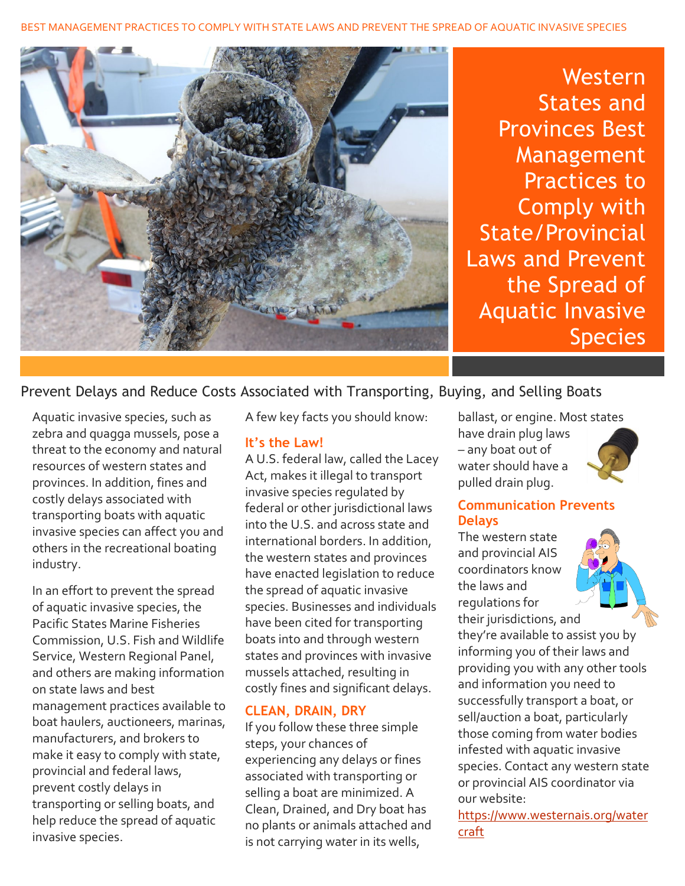BEST MANAGEMENT PRACTICES TO COMPLY WITH STATE LAWS AND PREVENT THE SPREAD OF AQUATIC INVASIVE SPECIES

# Western States and Provinces Best Management Practices to Comply with State/Provincial Laws and Prevent the Spread of Aquatic Invasive Species

## Prevent Delays and Reduce Costs Associated with Transporting, Buying, and Selling Boats

Aquatic invasive species, such as zebra and quagga mussels, pose a threat to the economy and natural resources of western states and provinces. In addition, fines and costly delays associated with transporting boats with aquatic invasive species can affect you and others in the recreational boating industry.

In an effort to prevent the spread of aquatic invasive species, the Pacific States Marine Fisheries Commission, U.S. Fish and Wildlife Service, Western Regional Panel, and others are making information on state laws and best management practices available to boat haulers, auctioneers, marinas, manufacturers, and brokers to make it easy to comply with state, provincial and federal laws, prevent costly delays in transporting or selling boats, and help reduce the spread of aquatic invasive species.

A few key facts you should know:

### It's the Law!

A U.S. federal law, called the Lacey Act, makes it illegal to transport invasive species regulated by federal or other jurisdictional laws into the U.S. and across state and international borders. In addition, the western states and provinces have enacted legislation to reduce the spread of aquatic invasive species. Businesses and individuals have been cited for transporting boats into and through western states and provinces with invasive mussels attached, resulting in costly fines and significant delays.

### CLEAN, DRAIN, DRY

If you follow these three simple steps, your chances of experiencing any delays or fines associated with transporting or selling a boat are minimized. A Clean, Drained, and Dry boat has no plants or animals attached and is not carrying water in its wells, ballast, or engine. Most states have drain plug laws – any boat out of water should have a pulled drain plug.

### Communication Prevents Delays

The western state and provincial AIS coordinators know the laws and regulations for their jurisdictions, and they're available to assist you by informing you of their laws and providing you with any other tools and information you need to successfully transport a boat, or sell/auction a boat, particularly those coming from water bodies infested with aquatic invasive species. Contact any western state or provincial AIS coordinator via our website: https://www.westernais.org/watercraft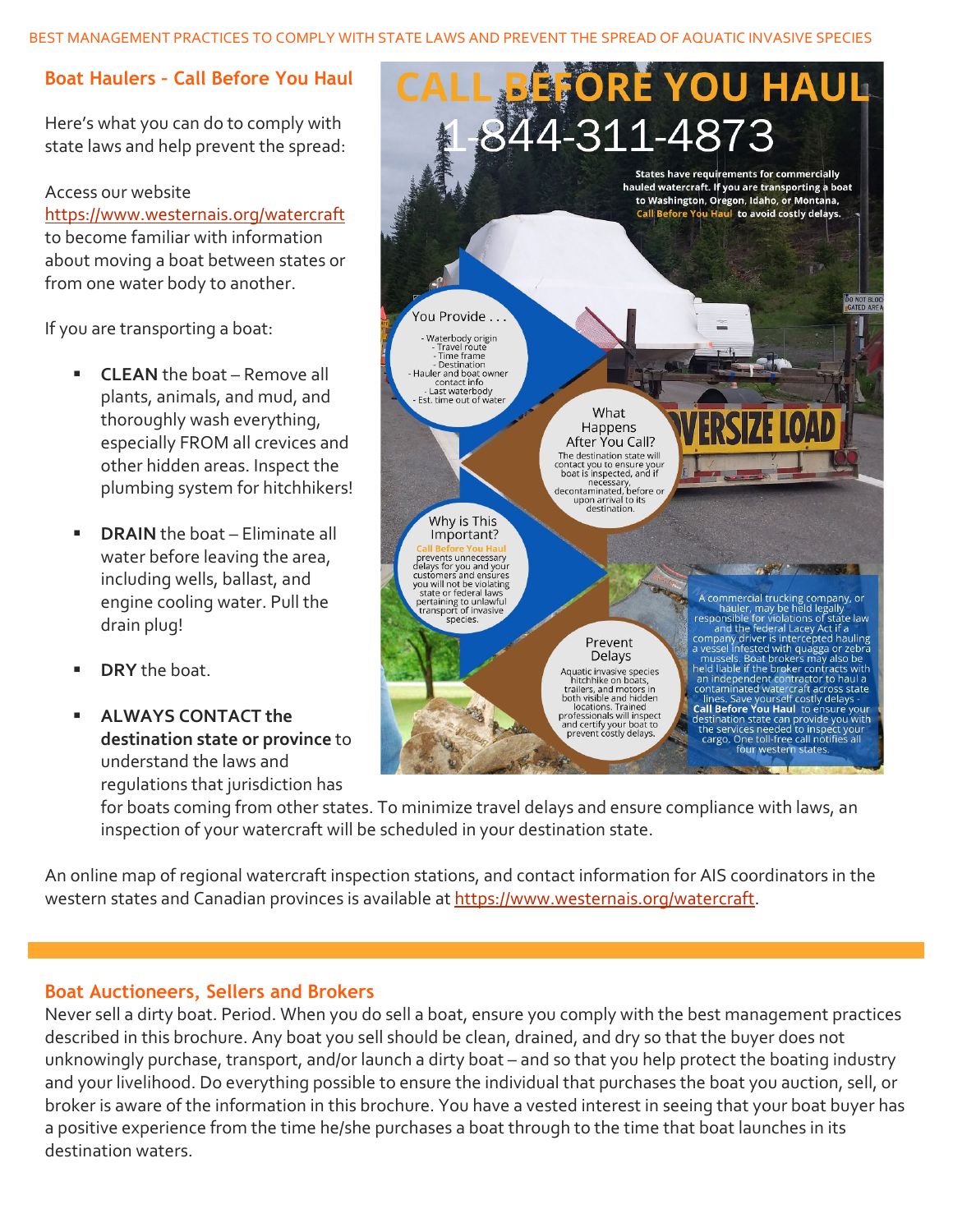BEST MANAGEMENT PRACTICES TO COMPLY WITH STATE LAWS AND PREVENT THE SPREAD OF AQUATIC INVASIVE SPECIES

## Boat Haulers - Call Before You Haul

Here's what you can do to comply with state laws and help prevent the spread:

Access our website https://www.westernais.org/watercraft to become familiar with information about moving a boat between states or from one water body to another.

If you are transporting a boat:

- **CLEAN** the boat – Remove all plants, animals, and mud, and thoroughly wash everything, especially FROM all crevices and other hidden areas. Inspect the plumbing system for hitchhikers!
- **DRAIN** the boat – Eliminate all water before leaving the area, including wells, ballast, and engine cooling water. Pull the drain plug!
- **DRY** the boat.
- **ALWAYS CONTACT the destination state or province** to understand the laws and regulations that jurisdiction has for boats coming from other states. To minimize travel delays and ensure compliance with laws, an inspection of your watercraft will be scheduled in your destination state.

CALL BEFORE YOU HAUL
1-844-311-4873

States have requirements for commercially hauled watercraft. If you are transporting a boat to Washington, Oregon, Idaho, or Montana, Call Before You Haul to avoid costly delays.

You Provide . . .
- Waterbody origin
- Travel route
- Time frame
- Destination
- Hauler and boat owner contact info
- Last waterbody
- Est. time out of water

What Happens After You Call?
The destination state will contact you to ensure your boat is inspected, and if necessary, decontaminated, before or upon arrival to its destination.

Why is This Important?
Call Before You Haul prevents unnecessary delays for you and your customers and ensures you will not be violating state or federal laws pertaining to unlawful transport of invasive species.

Prevent Delays
Aquatic invasive species hitchhike on boats, trailers, and motors in both visible and hidden locations. Trained professionals will inspect and certify your boat to prevent costly delays.

A commercial trucking company, or hauler, may be held legally responsible for violations of state law and the federal Lacey Act if a company driver is intercepted hauling a vessel infested with quagga or zebra mussels. Boat brokers may also be held liable if the broker contracts with an independent contractor to haul a contaminated watercraft across state lines. Save yourself costly delays - **Call Before You Haul** to ensure your destination state can provide you with the services needed to inspect your cargo. One toll-free call notifies all four western states.

An online map of regional watercraft inspection stations, and contact information for AIS coordinators in the western states and Canadian provinces is available at https://www.westernais.org/watercraft.

## Boat Auctioneers, Sellers and Brokers

Never sell a dirty boat. Period. When you do sell a boat, ensure you comply with the best management practices described in this brochure. Any boat you sell should be clean, drained, and dry so that the buyer does not unknowingly purchase, transport, and/or launch a dirty boat – and so that you help protect the boating industry and your livelihood. Do everything possible to ensure the individual that purchases the boat you auction, sell, or broker is aware of the information in this brochure. You have a vested interest in seeing that your boat buyer has a positive experience from the time he/she purchases a boat through to the time that boat launches in its destination waters.